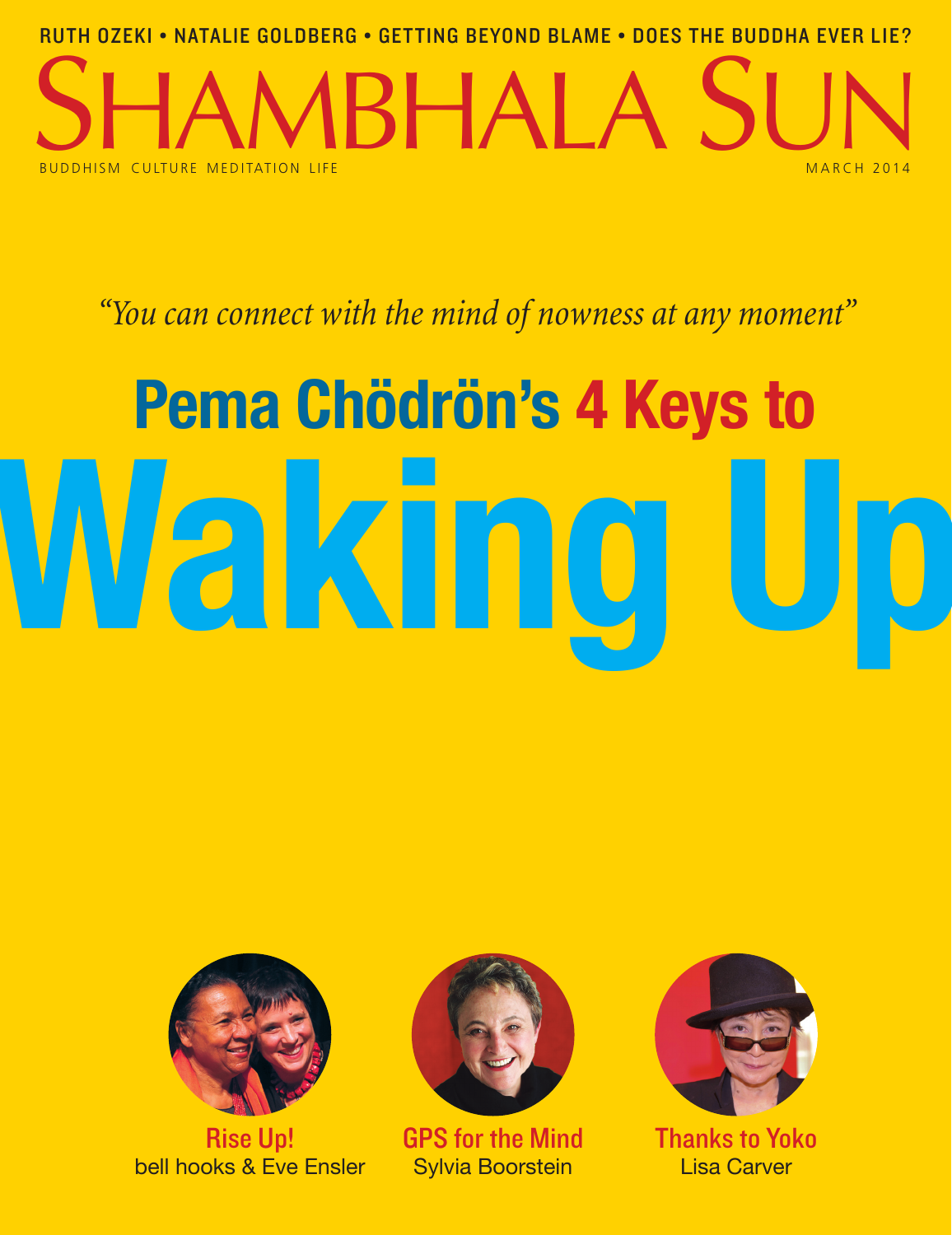RUTH OZEKI • NATALIE GOLDBERG • GETTING BEYOND BLAME • DOES THE BUDDHA EVER LIE?

# SHAMBHALA SUN

BUDDHISM CULTURE MEDITATION LIFE

MARCH 2014

*"You can connect with the mind of nowness at any moment"*

## Pema Chödrön's 4 Keys to

# Waking Up

**Rise Up!**
bell hooks & Eve Ensler

**GPS for the Mind**
Sylvia Boorstein

**Thanks to Yoko**
Lisa Carver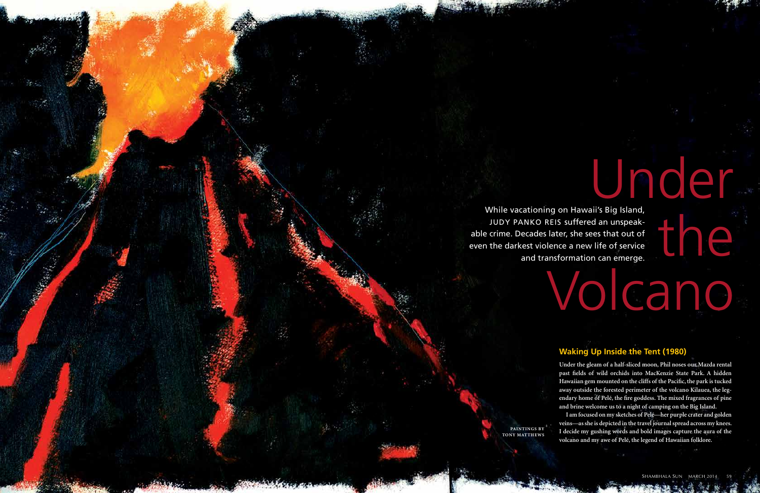# Under the Volcano

While vacationing on Hawaii's Big Island, JUDY PANKO REIS suffered an unspeakable crime. Decades later, she sees that out of even the darkest violence a new life of service and transformation can emerge.

PAINTINGS BY TONY MATTHEWS

## Waking Up Inside the Tent (1980)

Under the gleam of a half-sliced moon, Phil noses our Mazda rental past fields of wild orchids into MacKenzie State Park. A hidden Hawaiian gem mounted on the cliffs of the Pacific, the park is tucked away outside the forested perimeter of the volcano Kilauea, the legendary home of Pelé, the fire goddess. The mixed fragrances of pine and brine welcome us to a night of camping on the Big Island.

I am focused on my sketches of Pelé—her purple crater and golden veins—as she is depicted in the travel journal spread across my knees. I decide my gushing words and bold images capture the aura of the volcano and my awe of Pelé, the legend of Hawaiian folklore.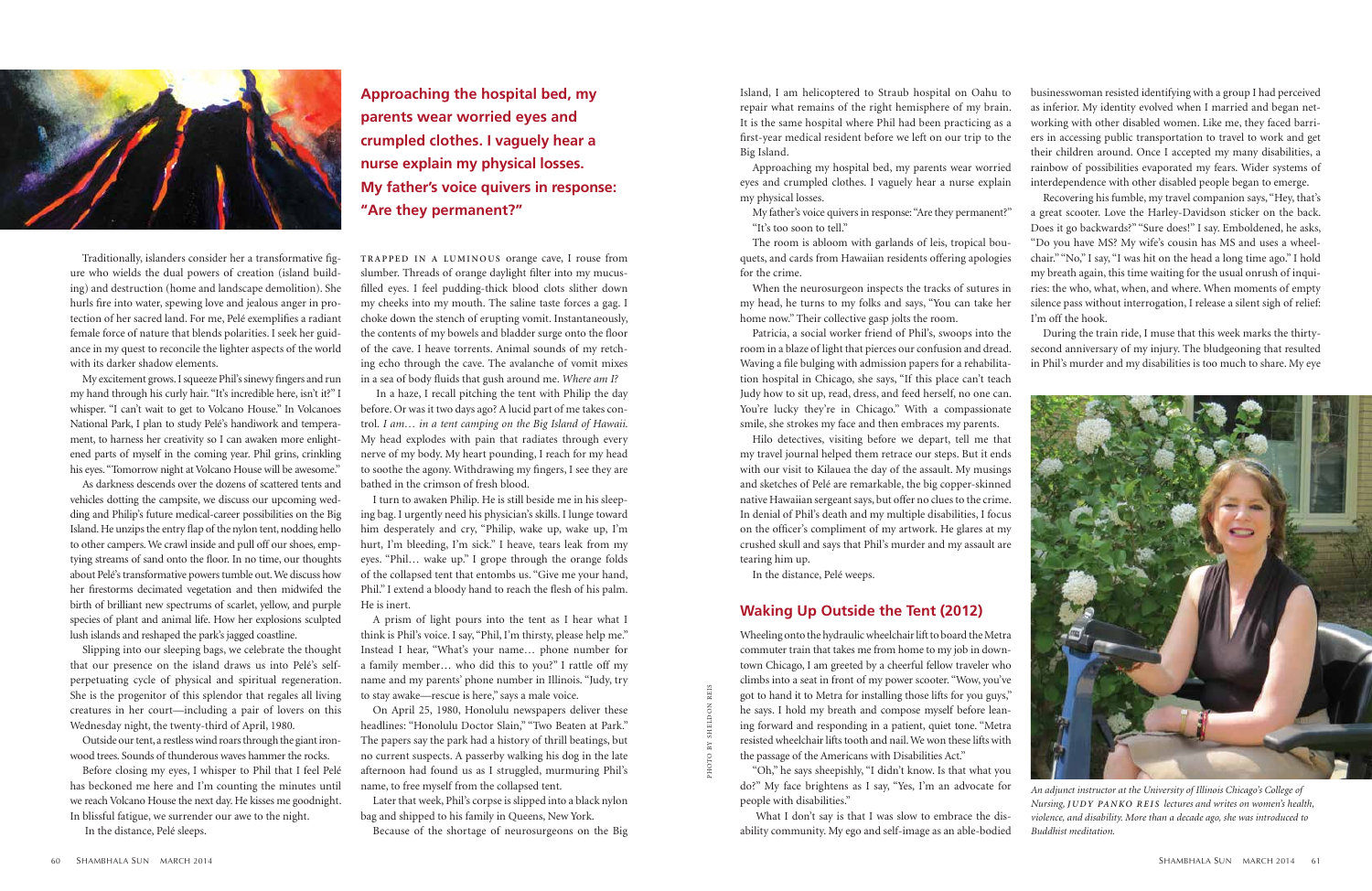Traditionally, islanders consider her a transformative figure who wields the dual powers of creation (island building) and destruction (home and landscape demolition). She hurls fire into water, spewing love and jealous anger in protection of her sacred land. For me, Pelé exemplifies a radiant female force of nature that blends polarities. I seek her guidance in my quest to reconcile the lighter aspects of the world with its darker shadow elements.

My excitement grows. I squeeze Phil's sinewy fingers and run my hand through his curly hair. "It's incredible here, isn't it?" I whisper. "I can't wait to get to Volcano House." In Volcanoes National Park, I plan to study Pelé's handiwork and temperament, to harness her creativity so I can awaken more enlightened parts of myself in the coming year. Phil grins, crinkling his eyes. "Tomorrow night at Volcano House will be awesome."

As darkness descends over the dozens of scattered tents and vehicles dotting the campsite, we discuss our upcoming wedding and Philip's future medical-career possibilities on the Big Island. He unzips the entry flap of the nylon tent, nodding hello to other campers. We crawl inside and pull off our shoes, emptying streams of sand onto the floor. In no time, our thoughts about Pelé's transformative powers tumble out. We discuss how her firestorms decimated vegetation and then midwifed the birth of brilliant new spectrums of scarlet, yellow, and purple species of plant and animal life. How her explosions sculpted lush islands and reshaped the park's jagged coastline.

Slipping into our sleeping bags, we celebrate the thought that our presence on the island draws us into Pelé's self-perpetuating cycle of physical and spiritual regeneration. She is the progenitor of this splendor that regales all living creatures in her court—including a pair of lovers on this Wednesday night, the twenty-third of April, 1980.

Outside our tent, a restless wind roars through the giant ironwood trees. Sounds of thunderous waves hammer the rocks.

Before closing my eyes, I whisper to Phil that I feel Pelé has beckoned me here and I'm counting the minutes until we reach Volcano House the next day. He kisses me goodnight. In blissful fatigue, we surrender our awe to the night.

In the distance, Pelé sleeps.

**Approaching the hospital bed, my parents wear worried eyes and crumpled clothes. I vaguely hear a nurse explain my physical losses. My father's voice quivers in response: "Are they permanent?"**

TRAPPED IN A LUMINOUS orange cave, I rouse from slumber. Threads of orange daylight filter into my mucus-filled eyes. I feel pudding-thick blood clots slither down my cheeks into my mouth. The saline taste forces a gag. I choke down the stench of erupting vomit. Instantaneously, the contents of my bowels and bladder surge onto the floor of the cave. I heave torrents. Animal sounds of my retching echo through the cave. The avalanche of vomit mixes in a sea of body fluids that gush around me. *Where am I?*

In a haze, I recall pitching the tent with Philip the day before. Or was it two days ago? A lucid part of me takes control. *I am… in a tent camping on the Big Island of Hawaii.* My head explodes with pain that radiates through every nerve of my body. My heart pounding, I reach for my head to soothe the agony. Withdrawing my fingers, I see they are bathed in the crimson of fresh blood.

I turn to awaken Philip. He is still beside me in his sleeping bag. I urgently need his physician's skills. I lunge toward him desperately and cry, "Philip, wake up, wake up, I'm hurt, I'm bleeding, I'm sick." I heave, tears leak from my eyes. "Phil… wake up." I grope through the orange folds of the collapsed tent that entombs us. "Give me your hand, Phil." I extend a bloody hand to reach the flesh of his palm. He is inert.

A prism of light pours into the tent as I hear what I think is Phil's voice. I say, "Phil, I'm thirsty, please help me." Instead I hear, "What's your name… phone number for a family member… who did this to you?" I rattle off my name and my parents' phone number in Illinois. "Judy, try to stay awake—rescue is here," says a male voice.

On April 25, 1980, Honolulu newspapers deliver these headlines: "Honolulu Doctor Slain," "Two Beaten at Park." The papers say the park had a history of thrill beatings, but no current suspects. A passerby walking his dog in the late afternoon had found us as I struggled, murmuring Phil's name, to free myself from the collapsed tent.

Later that week, Phil's corpse is slipped into a black nylon bag and shipped to his family in Queens, New York.

Because of the shortage of neurosurgeons on the Big Island, I am helicoptered to Straub hospital on Oahu to repair what remains of the right hemisphere of my brain. It is the same hospital where Phil had been practicing as a first-year medical resident before we left on our trip to the Big Island.

Approaching my hospital bed, my parents wear worried eyes and crumpled clothes. I vaguely hear a nurse explain my physical losses.

My father's voice quivers in response: "Are they permanent?"

"It's too soon to tell."

The room is abloom with garlands of leis, tropical bouquets, and cards from Hawaiian residents offering apologies for the crime.

When the neurosurgeon inspects the tracks of sutures in my head, he turns to my folks and says, "You can take her home now." Their collective gasp jolts the room.

Patricia, a social worker friend of Phil's, swoops into the room in a blaze of light that pierces our confusion and dread. Waving a file bulging with admission papers for a rehabilitation hospital in Chicago, she says, "If this place can't teach Judy how to sit up, read, dress, and feed herself, no one can. You're lucky they're in Chicago." With a compassionate smile, she strokes my face and then embraces my parents.

Hilo detectives, visiting before we depart, tell me that my travel journal helped them retrace our steps. But it ends with our visit to Kilauea the day of the assault. My musings and sketches of Pelé are remarkable, the big copper-skinned native Hawaiian sergeant says, but offer no clues to the crime. In denial of Phil's death and my multiple disabilities, I focus on the officer's compliment of my artwork. He glares at my crushed skull and says that Phil's murder and my assault are tearing him up.

In the distance, Pelé weeps.

## Waking Up Outside the Tent (2012)

Wheeling onto the hydraulic wheelchair lift to board the Metra commuter train that takes me from home to my job in downtown Chicago, I am greeted by a cheerful fellow traveler who climbs into a seat in front of my power scooter. "Wow, you've got to hand it to Metra for installing those lifts for you guys," he says. I hold my breath and compose myself before leaning forward and responding in a patient, quiet tone. "Metra resisted wheelchair lifts tooth and nail. We won these lifts with the passage of the Americans with Disabilities Act."

"Oh," he says sheepishly, "I didn't know. Is that what you do?" My face brightens as I say, "Yes, I'm an advocate for people with disabilities."

What I don't say is that I was slow to embrace the disability community. My ego and self-image as an able-bodied businesswoman resisted identifying with a group I had perceived as inferior. My identity evolved when I married and began networking with other disabled women. Like me, they faced barriers in accessing public transportation to travel to work and get their children around. Once I accepted my many disabilities, a rainbow of possibilities evaporated my fears. Wider systems of interdependence with other disabled people began to emerge.

Recovering his fumble, my travel companion says, "Hey, that's a great scooter. Love the Harley-Davidson sticker on the back. Does it go backwards?" "Sure does!" I say. Emboldened, he asks, "Do you have MS? My wife's cousin has MS and uses a wheelchair." "No," I say, "I was hit on the head a long time ago." I hold my breath again, this time waiting for the usual onrush of inquiries: the who, what, when, and where. When moments of empty silence pass without interrogation, I release a silent sigh of relief: I'm off the hook.

During the train ride, I muse that this week marks the thirty-second anniversary of my injury. The bludgeoning that resulted in Phil's murder and my disabilities is too much to share. My eye

PHOTO BY SHELDON REIS

*An adjunct instructor at the University of Illinois Chicago's College of Nursing, JUDY PANKO REIS lectures and writes on women's health, violence, and disability. More than a decade ago, she was introduced to Buddhist meditation.*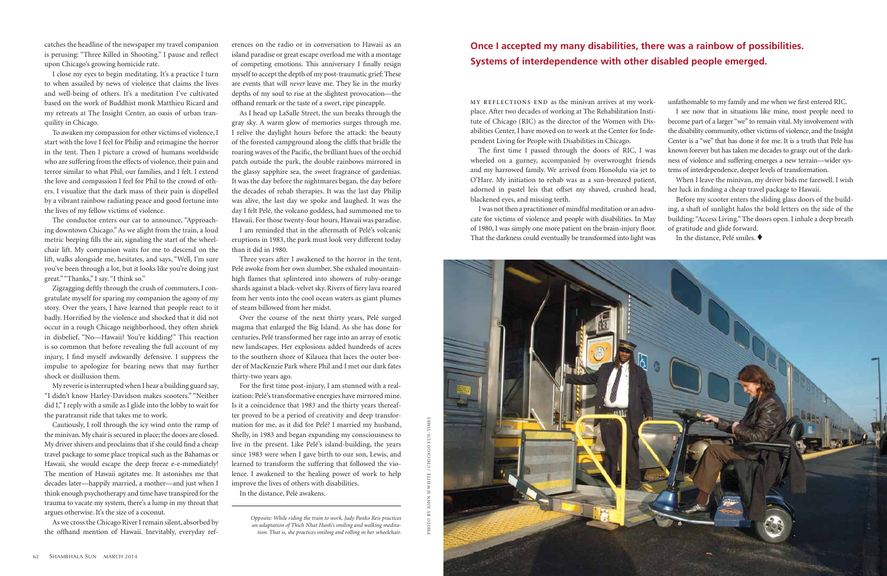catches the headline of the newspaper my travel companion is perusing: "Three Killed in Shooting." I pause and reflect upon Chicago's growing homicide rate.

I close my eyes to begin meditating. It's a practice I turn to when assailed by news of violence that claims the lives and well-being of others. It's a meditation I've cultivated based on the work of Buddhist monk Matthieu Ricard and my retreats at The Insight Center, an oasis of urban tranquility in Chicago.

To awaken my compassion for other victims of violence, I start with the love I feel for Philip and reimagine the horror in the tent. Then I picture a crowd of humans worldwide who are suffering from the effects of violence, their pain and terror similar to what Phil, our families, and I felt. I extend the love and compassion I feel for Phil to the crowd of others. I visualize that the dark mass of their pain is dispelled by a vibrant rainbow radiating peace and good fortune into the lives of my fellow victims of violence.

The conductor enters our car to announce, "Approaching downtown Chicago." As we alight from the train, a loud metric beeping fills the air, signaling the start of the wheelchair lift. My companion waits for me to descend on the lift, walks alongside me, hesitates, and says, "Well, I'm sure you've been through a lot, but it looks like you're doing just great." "Thanks," I say. "I think so."

Zigzagging deftly through the crush of commuters, I congratulate myself for sparing my companion the agony of my story. Over the years, I have learned that people react to it badly. Horrified by the violence and shocked that it did not occur in a rough Chicago neighborhood, they often shriek in disbelief, "No—Hawaii? You're kidding!" This reaction is so common that before revealing the full account of my injury, I find myself awkwardly defensive. I suppress the impulse to apologize for bearing news that may further shock or disillusion them.

My reverie is interrupted when I hear a building guard say, "I didn't know Harley-Davidson makes scooters." "Neither did I," I reply with a smile as I glide into the lobby to wait for the paratransit ride that takes me to work.

Cautiously, I roll through the icy wind onto the ramp of the minivan. My chair is secured in place; the doors are closed. My driver shivers and proclaims that if she could find a cheap travel package to some place tropical such as the Bahamas or Hawaii, she would escape the deep freeze e-e-mmediately! The mention of Hawaii agitates me. It astonishes me that decades later—happily married, a mother—and just when I think enough psychotherapy and time have transpired for the trauma to vacate my system, there's a lump in my throat that argues otherwise. It's the size of a coconut.

As we cross the Chicago River I remain silent, absorbed by the offhand mention of Hawaii. Inevitably, everyday references on the radio or in conversation to Hawaii as an island paradise or great escape overload me with a montage of competing emotions. This anniversary I finally resign myself to accept the depth of my post-traumatic grief: These are events that will *never* leave me. They lie in the murky depths of my soul to rise at the slightest provocation—the offhand remark or the taste of a sweet, ripe pineapple.

As I head up LaSalle Street, the sun breaks through the gray sky. A warm glow of memories surges through me. I relive the daylight hours before the attack: the beauty of the forested campground along the cliffs that bridle the roaring waves of the Pacific, the brilliant hues of the orchid patch outside the park, the double rainbows mirrored in the glassy sapphire sea, the sweet fragrance of gardenias. It was the day before the nightmares began, the day before the decades of rehab therapies. It was the last day Philip was alive, the last day we spoke and laughed. It was the day I felt Pelé, the volcano goddess, had summoned me to Hawaii. For those twenty-four hours, Hawaii was paradise.

I am reminded that in the aftermath of Pelé's volcanic eruptions in 1983, the park must look very different today than it did in 1980.

Three years after I awakened to the horror in the tent, Pelé awoke from her own slumber. She exhaled mountain-high flames that splintered into showers of ruby-orange shards against a black-velvet sky. Rivers of fiery lava roared from her vents into the cool ocean waters as giant plumes of steam billowed from her midst.

Over the course of the next thirty years, Pelé surged magma that enlarged the Big Island. As she has done for centuries, Pelé transformed her rage into an array of exotic new landscapes. Her explosions added hundreds of acres to the southern shore of Kilauea that laces the outer border of MacKenzie Park where Phil and I met our dark fates thirty-two years ago.

For the first time post-injury, I am stunned with a realization: Pelé's transformative energies have mirrored mine. Is it a coincidence that 1983 and the thirty years thereafter proved to be a period of creativity and deep transformation for me, as it did for Pelé? I married my husband, Shelly, in 1983 and began expanding my consciousness to live in the present. Like Pelé's island-building, the years since 1983 were when I gave birth to our son, Lewis, and learned to transform the suffering that followed the violence. I awakened to the healing power of work to help improve the lives of others with disabilities.

In the distance, Pelé awakens.

*Opposite: While riding the train to work, Judy Panko Reis practices an adaptation of Thich Nhat Hanh's smiling and walking meditation. That is, she practices smiling and rolling in her wheelchair.*

**Once I accepted my many disabilities, there was a rainbow of possibilities. Systems of interdependence with other disabled people emerged.**

MY REFLECTIONS END as the minivan arrives at my workplace. After two decades of working at The Rehabilitation Institute of Chicago (RIC) as the director of the Women with Disabilities Center, I have moved on to work at the Center for Independent Living for People with Disabilities in Chicago.

The first time I passed through the doors of RIC, I was wheeled on a gurney, accompanied by overwrought friends and my harrowed family. We arrived from Honolulu via jet to O'Hare. My initiation to rehab was as a sun-bronzed patient, adorned in pastel leis that offset my shaved, crushed head, blackened eyes, and missing teeth.

I was not then a practitioner of mindful meditation or an advocate for victims of violence and people with disabilities. In May of 1980, I was simply one more patient on the brain-injury floor. That the darkness could eventually be transformed into light was unfathomable to my family and me when we first entered RIC.

I see now that in situations like mine, most people need to become part of a larger "we" to remain vital. My involvement with the disability community, other victims of violence, and the Insight Center is a "we" that has done it for me. It is a truth that Pelé has known forever but has taken me decades to grasp: out of the darkness of violence and suffering emerges a new terrain—wider systems of interdependence, deeper levels of transformation.

When I leave the minivan, my driver bids me farewell. I wish her luck in finding a cheap travel package to Hawaii.

Before my scooter enters the sliding glass doors of the building, a shaft of sunlight halos the bold letters on the side of the building: "Access Living." The doors open. I inhale a deep breath of gratitude and glide forward.

In the distance, Pelé smiles. ♦

PHOTO BY JOHN H WHITE / CHICAGO SUN-TIMES